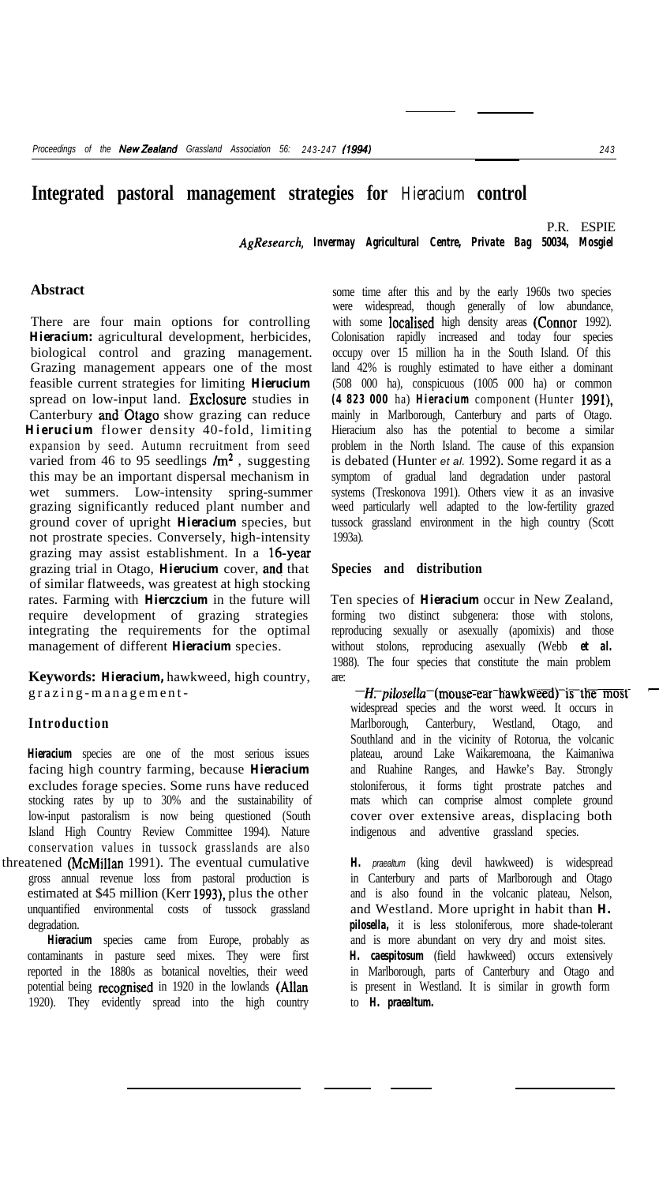# Integrated pastoral management strategies for *Hieracium* control

P.R. ESPIE

*AgResearch, Invermay Agricultural Centre, Private Bag 50034, Mosgiel*

## Abstract

There are four main options for controlling ***Hieracium:*** agricultural development, herbicides, biological control and grazing management. Grazing management appears one of the most feasible current strategies for limiting ***Hieracium*** spread on low-input land. Exclosure studies in Canterbury and Otago show grazing can reduce ***Hieracium*** flower density 40-fold, limiting expansion by seed. Autumn recruitment from seed varied from 46 to 95 seedlings /m$^2$, suggesting this may be an important dispersal mechanism in wet summers. Low-intensity spring-summer grazing significantly reduced plant number and ground cover of upright ***Hieracium*** species, but not prostrate species. Conversely, high-intensity grazing may assist establishment. In a 16-year grazing trial in Otago, ***Hieracium*** cover, and that of similar flatweeds, was greatest at high stocking rates. Farming with ***Hieracium*** in the future will require development of grazing strategies integrating the requirements for the optimal management of different ***Hieracium*** species.

**Keywords: *Hieracium,*** hawkweed, high country, grazing-management-

## Introduction

***Hieracium*** species are one of the most serious issues facing high country farming, because ***Hieracium*** excludes forage species. Some runs have reduced stocking rates by up to 30% and the sustainability of low-input pastoralism is now being questioned (South Island High Country Review Committee 1994). Nature conservation values in tussock grasslands are also threatened (McMillan 1991). The eventual cumulative gross annual revenue loss from pastoral production is estimated at $45 million (Kerr 1993), plus the other unquantified environmental costs of tussock grassland degradation.

***Hieracium*** species came from Europe, probably as contaminants in pasture seed mixes. They were first reported in the 1880s as botanical novelties, their weed potential being recognised in 1920 in the lowlands (Allan 1920). They evidently spread into the high country some time after this and by the early 1960s two species were widespread, though generally of low abundance, with some localised high density areas (Connor 1992). Colonisation rapidly increased and today four species occupy over 15 million ha in the South Island. Of this land 42% is roughly estimated to have either a dominant (508 000 ha), conspicuous (1005 000 ha) or common (4 823 000 ha) ***Hieracium*** component (Hunter 1991), mainly in Marlborough, Canterbury and parts of Otago. Hieracium also has the potential to become a similar problem in the North Island. The cause of this expansion is debated (Hunter *et al.* 1992). Some regard it as a symptom of gradual land degradation under pastoral systems (Treskonova 1991). Others view it as an invasive weed particularly well adapted to the low-fertility grazed tussock grassland environment in the high country (Scott 1993a).

## Species and distribution

Ten species of ***Hieracium*** occur in New Zealand, forming two distinct subgenera: those with stolons, reproducing sexually or asexually (apomixis) and those without stolons, reproducing asexually (Webb *et al.* 1988). The four species that constitute the main problem are:

*H. pilosella* (mouse-ear hawkweed) is the most widespread species and the worst weed. It occurs in Marlborough, Canterbury, Westland, Otago, and Southland and in the vicinity of Rotorua, the volcanic plateau, around Lake Waikaremoana, the Kaimaniwa and Ruahine Ranges, and Hawke's Bay. Strongly stoloniferous, it forms tight prostrate patches and mats which can comprise almost complete ground cover over extensive areas, displacing both indigenous and adventive grassland species.

***H. praealtum*** (king devil hawkweed) is widespread in Canterbury and parts of Marlborough and Otago and is also found in the volcanic plateau, Nelson, and Westland. More upright in habit than ***H. pilosella,*** it is less stoloniferous, more shade-tolerant and is more abundant on very dry and moist sites.

***H. caespitosum*** (field hawkweed) occurs extensively in Marlborough, parts of Canterbury and Otago and is present in Westland. It is similar in growth form to ***H. praealtum.***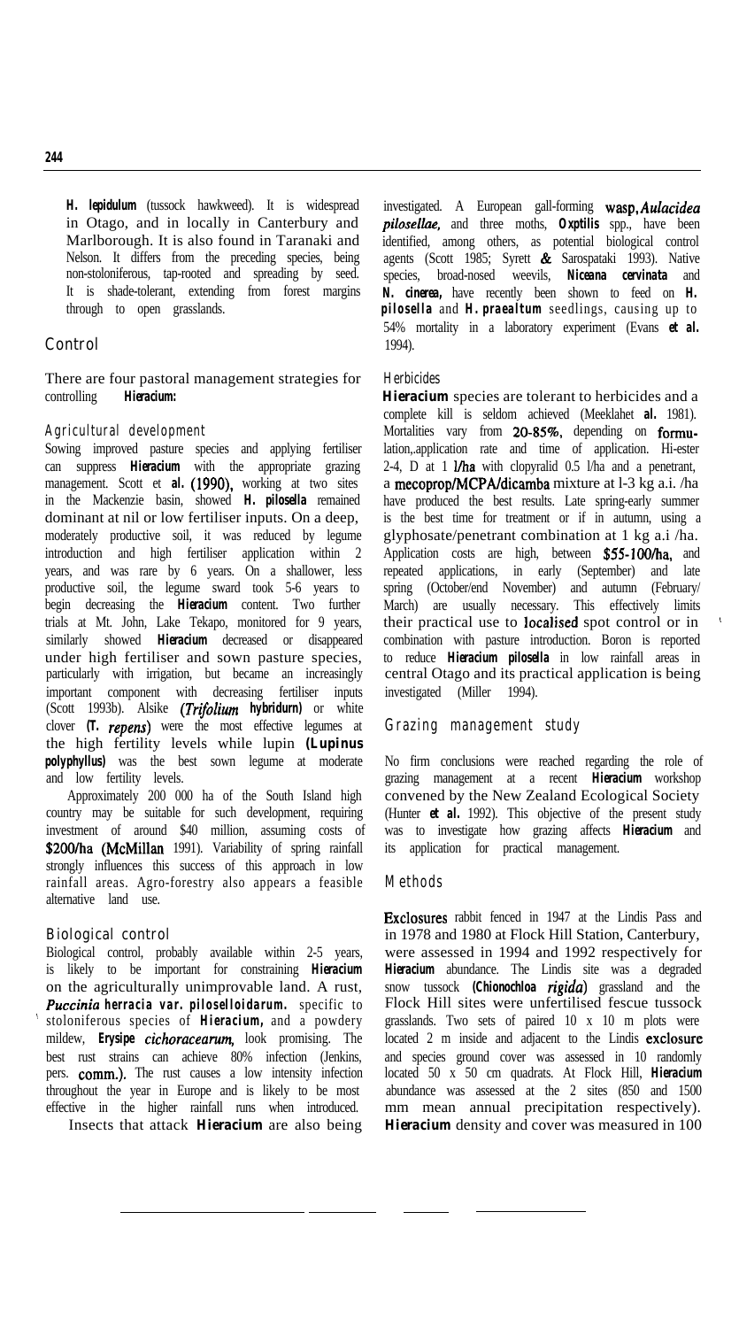***H. lepidulum*** (tussock hawkweed). It is widespread in Otago, and in locally in Canterbury and Marlborough. It is also found in Taranaki and Nelson. It differs from the preceding species, being non-stoloniferous, tap-rooted and spreading by seed. It is shade-tolerant, extending from forest margins through to open grasslands.

## Control

There are four pastoral management strategies for controlling ***Hieracium:***

### Agricultural development

Sowing improved pasture species and applying fertiliser can suppress ***Hieracium*** with the appropriate grazing management. Scott et ***al.*** (1990), working at two sites in the Mackenzie basin, showed ***H. pilosella*** remained dominant at nil or low fertiliser inputs. On a deep, moderately productive soil, it was reduced by legume introduction and high fertiliser application within 2 years, and was rare by 6 years. On a shallower, less productive soil, the legume sward took 5-6 years to begin decreasing the ***Hieracium*** content. Two further trials at Mt. John, Lake Tekapo, monitored for 9 years, similarly showed ***Hieracium*** decreased or disappeared under high fertiliser and sown pasture species, particularly with irrigation, but became an increasingly important component with decreasing fertiliser inputs (Scott 1993b). Alsike ***(Trifolium hybridurn)*** or white clover ***(T. repens)*** were the most effective legumes at the high fertility levels while lupin ***(Lupinus polyphyllus)*** was the best sown legume at moderate and low fertility levels.

Approximately 200 000 ha of the South Island high country may be suitable for such development, requiring investment of around $40 million, assuming costs of $200/ha (McMillan 1991). Variability of spring rainfall strongly influences this success of this approach in low rainfall areas. Agro-forestry also appears a feasible alternative land use.

### Biological control

Biological control, probably available within 2-5 years, is likely to be important for constraining ***Hieracium*** on the agriculturally unimprovable land. A rust, ***Puccinia herracia var. piloselloidarum.*** specific to stoloniferous species of ***Hieracium,*** and a powdery mildew, ***Erysipe cichoracearum***, look promising. The best rust strains can achieve 80% infection (Jenkins, pers. comm.). The rust causes a low intensity infection throughout the year in Europe and is likely to be most effective in the higher rainfall runs when introduced.

Insects that attack ***Hieracium*** are also being investigated. A European gall-forming wasp, ***Aulacidea pilosellae,*** and three moths, ***Oxptilis*** spp., have been identified, among others, as potential biological control agents (Scott 1985; Syrett & Sarospataki 1993). Native species, broad-nosed weevils, ***Niceana cervinata*** and ***N. cinerea,*** have recently been shown to feed on ***H. pilosella*** and ***H. praealtum*** seedlings, causing up to 54% mortality in a laboratory experiment (Evans ***et al.*** 1994).

### Herbicides

***Hieracium*** species are tolerant to herbicides and a complete kill is seldom achieved (Meeklahet ***al.*** 1981). Mortalities vary from 20-85%, depending on formulation, application rate and time of application. Hi-ester 2-4, D at 1 l/ha with clopyralid 0.5 l/ha and a penetrant, a mecoprop/MCPA/dicamba mixture at l-3 kg a.i. /ha have produced the best results. Late spring-early summer is the best time for treatment or if in autumn, using a glyphosate/penetrant combination at 1 kg a.i /ha. Application costs are high, between $55-100/ha, and repeated applications, in early (September) and late spring (October/end November) and autumn (February/March) are usually necessary. This effectively limits their practical use to localised spot control or in combination with pasture introduction. Boron is reported to reduce ***Hieracium pilosella*** in low rainfall areas in central Otago and its practical application is being investigated (Miller 1994).

## Grazing management study

No firm conclusions were reached regarding the role of grazing management at a recent ***Hieracium*** workshop convened by the New Zealand Ecological Society (Hunter ***et al.*** 1992). This objective of the present study was to investigate how grazing affects ***Hieracium*** and its application for practical management.

### Methods

Exclosures rabbit fenced in 1947 at the Lindis Pass and in 1978 and 1980 at Flock Hill Station, Canterbury, were assessed in 1994 and 1992 respectively for ***Hieracium*** abundance. The Lindis site was a degraded snow tussock ***(Chionochloa rigida)*** grassland and the Flock Hill sites were unfertilised fescue tussock grasslands. Two sets of paired 10 x 10 m plots were located 2 m inside and adjacent to the Lindis exclosure and species ground cover was assessed in 10 randomly located 50 x 50 cm quadrats. At Flock Hill, ***Hieracium*** abundance was assessed at the 2 sites (850 and 1500 mm mean annual precipitation respectively). ***Hieracium*** density and cover was measured in 100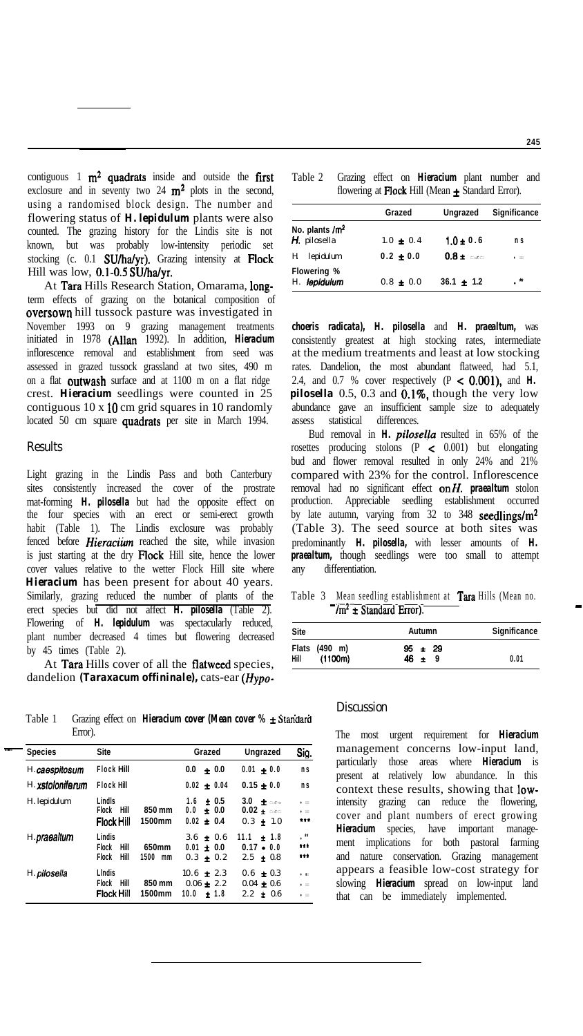contiguous 1 $m^2$ quadrats inside and outside the first exclosure and in seventy two 24 $m^2$ plots in the second, using a randomised block design. The number and flowering status of ***H. lepidulum*** plants were also counted. The grazing history for the Lindis site is not known, but was probably low-intensity periodic set stocking (c. 0.1 SU/ha/yr). Grazing intensity at Flock Hill was low, 0.1-0.5 SU/ha/yr.

At Tara Hills Research Station, Omarama, long-term effects of grazing on the botanical composition of oversown hill tussock pasture was investigated in November 1993 on 9 grazing management treatments initiated in 1978 (Allan 1992). In addition, ***Hieracium*** inflorescence removal and establishment from seed was assessed in grazed tussock grassland at two sites, 490 m on a flat outwash surface and at 1100 m on a flat ridge crest. ***Hieracium*** seedlings were counted in 25 contiguous 10 x 10 cm grid squares in 10 randomly located 50 cm square quadrats per site in March 1994.

## Results

Light grazing in the Lindis Pass and both Canterbury sites consistently increased the cover of the prostrate mat-forming ***H. pilosella*** but had the opposite effect on the four species with an erect or semi-erect growth habit (Table 1). The Lindis exclosure was probably fenced before ***Hieracium*** reached the site, while invasion is just starting at the dry Flock Hill site, hence the lower cover values relative to the wetter Flock Hill site where ***Hieracium*** has been present for about 40 years. Similarly, grazing reduced the number of plants of the erect species but did not affect ***H. pilosella*** (Table 2). Flowering of ***H. lepidulum*** was spectacularly reduced, plant number decreased 4 times but flowering decreased by 45 times (Table 2).

At Tara Hills cover of all the flatweed species, dandelion ***(Taraxacum offininale)***, cats-ear ***(Hypochoeris radicata)***, ***H. pilosella*** and ***H. praealtum***, was consistently greatest at high stocking rates, intermediate at the medium treatments and least at low stocking rates. Dandelion, the most abundant flatweed, had 5.1, 2.4, and 0.7 % cover respectively ($P < 0.001$), and ***H. pilosella*** 0.5, 0.3 and 0.1%, though the very low abundance gave an insufficient sample size to adequately assess statistical differences.

Bud removal in ***H. pilosella*** resulted in 65% of the rosettes producing stolons ($P < 0.001$) but elongating bud and flower removal resulted in only 24% and 21% compared with 23% for the control. Inflorescence removal had no significant effect on ***H. praealtum*** stolon production. Appreciable seedling establishment occurred by late autumn, varying from 32 to 348 seedlings/$m^2$ (Table 3). The seed source at both sites was predominantly ***H. pilosella***, with lesser amounts of ***H. praealtum***, though seedlings were too small to attempt any differentiation.

Table 1 Grazing effect on ***Hieracium*** cover (Mean cover % ± Standard Error).

| Species | Site | | Grazed | Ungrazed | Sig. |
|---|---|---|---|---|---|
| *H. caespitosum* | Flock Hill | | 0.0 ± 0.0 | 0.01 ± 0.0 | ns |
| *H. xstoloniferum* | Flock Hill | | 0.02 ± 0.04 | 0.15 ± 0.0 | ns |
| *H. lepidulum* | Lindis | | 1.6 ± 0.5 | 3.0 ± | * |
| | Flock Hill | 850 mm | 0.0 ± 0.0 | 0.02 ± | * |
| | Flock Hill | 1500mm | 0.02 ± 0.4 | 0.3 ± 1.0 | *** |
| *H. praealtum* | Lindis | | 3.6 ± 0.6 | 11.1 ± 1.8 | ** |
| | Flock Hill | 650mm | 0.01 ± 0.0 | 0.17 ± 0.0 | *** |
| | Flock Hill | 1500 mm | 0.3 ± 0.2 | 2.5 ± 0.8 | *** |
| *H. pilosella* | Lindis | | 10.6 ± 2.3 | 0.6 ± 0.3 | * |
| | Flock Hill | 850 mm | 0.06 ± 2.2 | 0.04 ± 0.6 | * |
| | Flock Hill | 1500mm | 10.0 ± 1.8 | 2.2 ± 0.6 | * |

Table 2 Grazing effect on ***Hieracium*** plant number and flowering at Flock Hill (Mean ± Standard Error).

| | Grazed | Ungrazed | Significance |
|---|---|---|---|
| No. plants /$m^2$ | | | |
| *H. pilosella* | 1.0 ± 0.4 | 1.0 ± 0.6 | ns |
| *H. lepidulum* | 0.2 ± 0.0 | 0.8 ± | * |
| Flowering % | | | |
| *H. lepidulum* | 0.8 ± 0.0 | 36.1 ± 1.2 | ** |

Table 3 Mean seedling establishment at Tara Hills (Mean no. /$m^2$ ± Standard Error).

| Site | Autumn | Significance |
|---|---|---|
| Flats (490 m) | 95 ± 29 | |
| Hill (1100m) | 46 ± 9 | 0.01 |

## Discussion

The most urgent requirement for ***Hieracium*** management concerns low-input land, particularly those areas where ***Hieracium*** is present at relatively low abundance. In this context these results, showing that low-intensity grazing can reduce the flowering, cover and plant numbers of erect growing ***Hieracium*** species, have important management implications for both pastoral farming and nature conservation. Grazing management appears a feasible low-cost strategy for slowing ***Hieracium*** spread on low-input land that can be immediately implemented.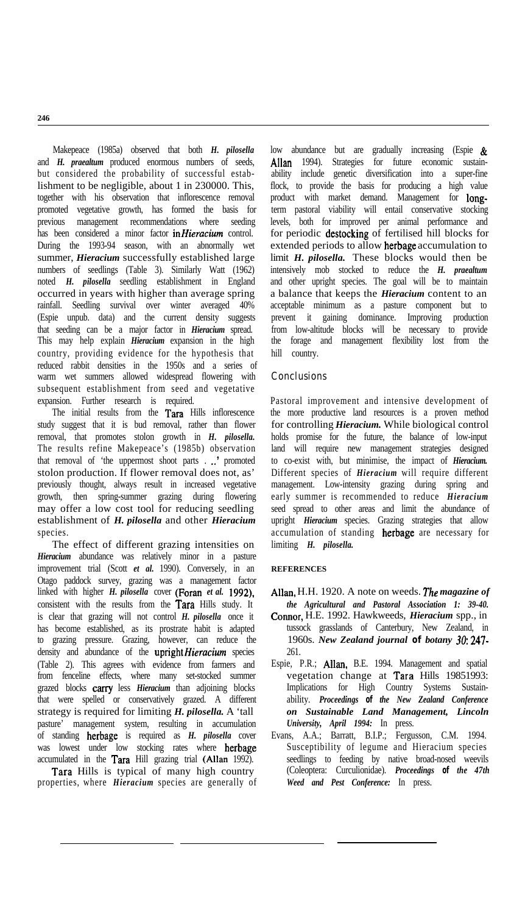Makepeace (1985a) observed that both *H. pilosella* and *H. praealtum* produced enormous numbers of seeds, but considered the probability of successful establishment to be negligible, about 1 in 230000. This, together with his observation that inflorescence removal promoted vegetative growth, has formed the basis for previous management recommendations where seeding has been considered a minor factor in *Hieracium* control. During the 1993-94 season, with an abnormally wet summer, *Hieracium* successfully established large numbers of seedlings (Table 3). Similarly Watt (1962) noted *H. pilosella* seedling establishment in England occurred in years with higher than average spring rainfall. Seedling survival over winter averaged 40% (Espie unpub. data) and the current density suggests that seeding can be a major factor in *Hieracium* spread. This may help explain *Hieracium* expansion in the high country, providing evidence for the hypothesis that reduced rabbit densities in the 1950s and a series of warm wet summers allowed widespread flowering with subsequent establishment from seed and vegetative expansion. Further research is required.

The initial results from the Tara Hills inflorescence study suggest that it is bud removal, rather than flower removal, that promotes stolon growth in *H. pilosella.* The results refine Makepeace's (1985b) observation that removal of 'the uppermost shoot parts . ..' promoted stolon production. If flower removal does not, as' previously thought, always result in increased vegetative growth, then spring-summer grazing during flowering may offer a low cost tool for reducing seedling establishment of *H. pilosella* and other *Hieracium* species.

The effect of different grazing intensities on *Hieracium* abundance was relatively minor in a pasture improvement trial (Scott *et al.* 1990). Conversely, in an Otago paddock survey, grazing was a management factor linked with higher *H. pilosella* cover (Foran *et al.* 1992), consistent with the results from the Tara Hills study. It is clear that grazing will not control *H. pilosella* once it has become established, as its prostrate habit is adapted to grazing pressure. Grazing, however, can reduce the density and abundance of the upright *Hieracium* species (Table 2). This agrees with evidence from farmers and from fenceline effects, where many set-stocked summer grazed blocks carry less *Hieracium* than adjoining blocks that were spelled or conservatively grazed. A different strategy is required for limiting *H. pilosella.* A 'tall pasture' management system, resulting in accumulation of standing herbage is required as *H. pilosella* cover was lowest under low stocking rates where herbage accumulated in the Tara Hill grazing trial (Allan 1992).

Tara Hills is typical of many high country properties, where *Hieracium* species are generally of low abundance but are gradually increasing (Espie & Allan 1994). Strategies for future economic sustainability include genetic diversification into a super-fine flock, to provide the basis for producing a high value product with market demand. Management for long-term pastoral viability will entail conservative stocking levels, both for improved per animal performance and for periodic destocking of fertilised hill blocks for extended periods to allow herbage accumulation to limit *H. pilosella.* These blocks would then be intensively mob stocked to reduce the *H. praealtum* and other upright species. The goal will be to maintain a balance that keeps the *Hieracium* content to an acceptable minimum as a pasture component but to prevent it gaining dominance. Improving production from low-altitude blocks will be necessary to provide the forage and management flexibility lost from the hill country.

## Conclusions

Pastoral improvement and intensive development of the more productive land resources is a proven method for controlling *Hieracium.* While biological control holds promise for the future, the balance of low-input land will require new management strategies designed to co-exist with, but minimise, the impact of *Hieracium.* Different species of *Hieracium* will require different management. Low-intensity grazing during spring and early summer is recommended to reduce *Hieracium* seed spread to other areas and limit the abundance of upright *Hieracium* species. Grazing strategies that allow accumulation of standing herbage are necessary for limiting *H. pilosella.*

**REFERENCES**

Allan, H.H. 1920. A note on weeds. *The magazine of the Agricultural and Pastoral Association 1: 39-40.*

Connor, H.E. 1992. Hawkweeds, *Hieracium* spp., in tussock grasslands of Canterbury, New Zealand, in 1960s. *New Zealand journal of botany 30*: 247-261.

Espie, P.R.; Allan, B.E. 1994. Management and spatial vegetation change at Tara Hills 19851993: Implications for High Country Systems Sustainability. *Proceedings of the New Zealand Conference on Sustainable Land Management, Lincoln University, April 1994:* In press.

Evans, A.A.; Barratt, B.I.P.; Fergusson, C.M. 1994. Susceptibility of legume and Hieracium species seedlings to feeding by native broad-nosed weevils (Coleoptera: Curculionidae). *Proceedings of the 47th Weed and Pest Conference:* In press.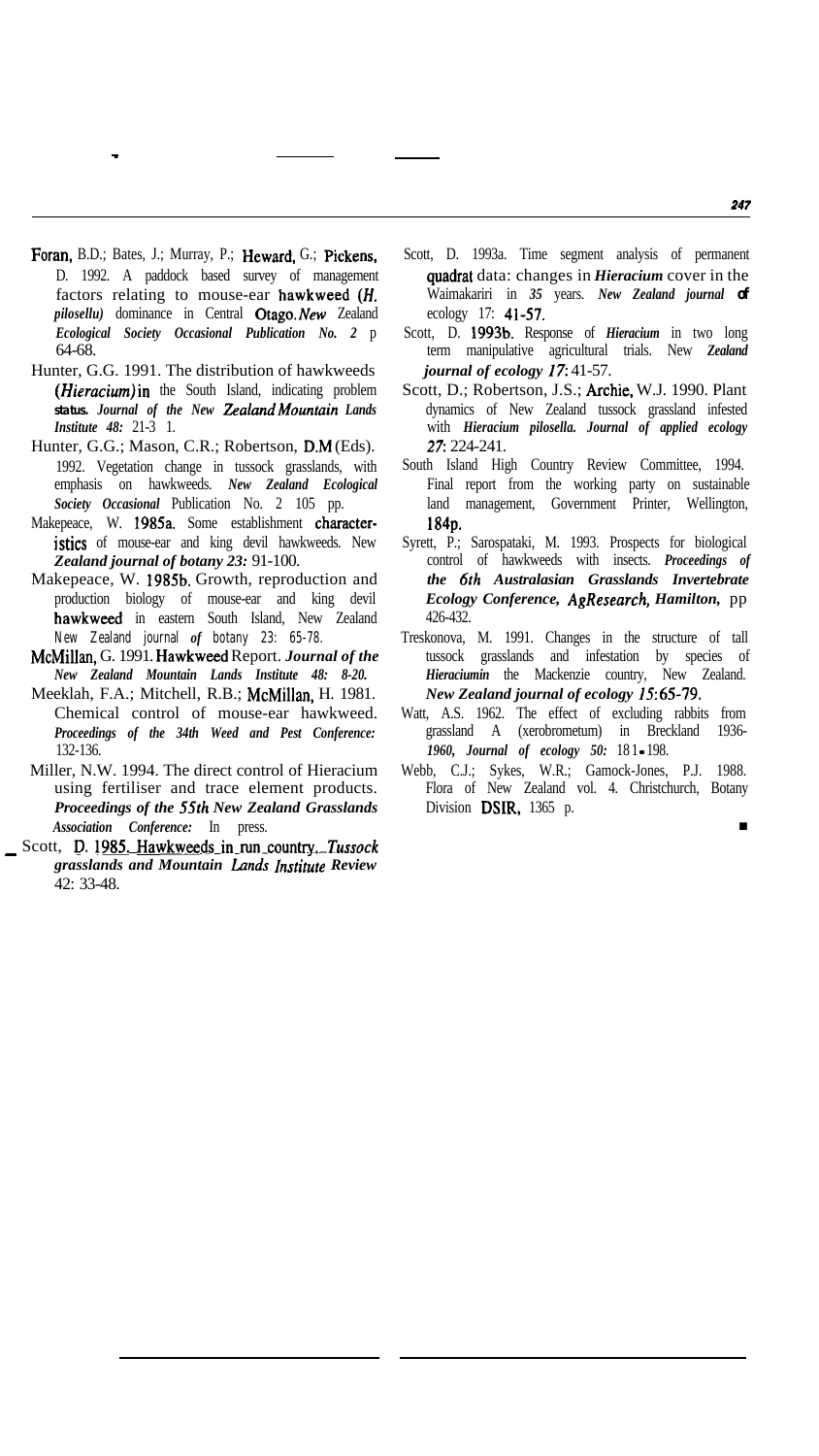Foran, B.D.; Bates, J.; Murray, P.; Heward, G.; Pickens, D. 1992. A paddock based survey of management factors relating to mouse-ear hawkweed (*H. pilosellu*) dominance in Central Otago. *New Zealand Ecological Society Occasional Publication No. 2* p 64-68.

Hunter, G.G. 1991. The distribution of hawkweeds (*Hieracium*) in the South Island, indicating problem status. *Journal of the New Zealand Mountain Lands Institute 48:* 21-3 1.

Hunter, G.G.; Mason, C.R.; Robertson, D.M (Eds). 1992. Vegetation change in tussock grasslands, with emphasis on hawkweeds. *New Zealand Ecological Society Occasional* Publication No. 2 105 pp.

Makepeace, W. 1985a. Some establishment characteristics of mouse-ear and king devil hawkweeds. New *Zealand journal of botany 23:* 91-100.

Makepeace, W. 1985b. Growth, reproduction and production biology of mouse-ear and king devil hawkweed in eastern South Island, New Zealand New Zealand journal *of* botany 23: 65-78.

McMillan, G. 1991. Hawkweed Report. *Journal of the New Zealand Mountain Lands Institute 48: 8-20.*

Meeklah, F.A.; Mitchell, R.B.; McMillan, H. 1981. Chemical control of mouse-ear hawkweed. *Proceedings of the 34th Weed and Pest Conference:* 132-136.

Miller, N.W. 1994. The direct control of Hieracium using fertiliser and trace element products. *Proceedings of the 55th New Zealand Grasslands Association Conference:* In press.

Scott, D. 1985. Hawkweeds in run country. *Tussock grasslands and Mountain Lands Institute Review* 42: 33-48.

Scott, D. 1993a. Time segment analysis of permanent quadrat data: changes in *Hieracium* cover in the Waimakariri in *35* years. *New Zealand journal* **of** ecology 17: 41-57.

Scott, D. 1993b. Response of *Hieracium* in two long term manipulative agricultural trials. New *Zealand journal of ecology 17*: 41-57.

Scott, D.; Robertson, J.S.; Archie, W.J. 1990. Plant dynamics of New Zealand tussock grassland infested with *Hieracium pilosella. Journal of applied ecology 27*: 224-241.

South Island High Country Review Committee, 1994. Final report from the working party on sustainable land management, Government Printer, Wellington, 184p.

Syrett, P.; Sarospataki, M. 1993. Prospects for biological control of hawkweeds with insects. *Proceedings of the 6th Australasian Grasslands Invertebrate Ecology Conference, AgResearch, Hamilton,* pp 426-432.

Treskonova, M. 1991. Changes in the structure of tall tussock grasslands and infestation by species of *Hieraciumin* the Mackenzie country, New Zealand. *New Zealand journal of ecology 15*: 65-79.

Watt, A.S. 1962. The effect of excluding rabbits from grassland A (xerobrometum) in Breckland 1936-*1960, Journal of ecology 50:* 181-198.

Webb, C.J.; Sykes, W.R.; Gamock-Jones, P.J. 1988. Flora of New Zealand vol. 4. Christchurch, Botany Division DSIR, 1365 p.